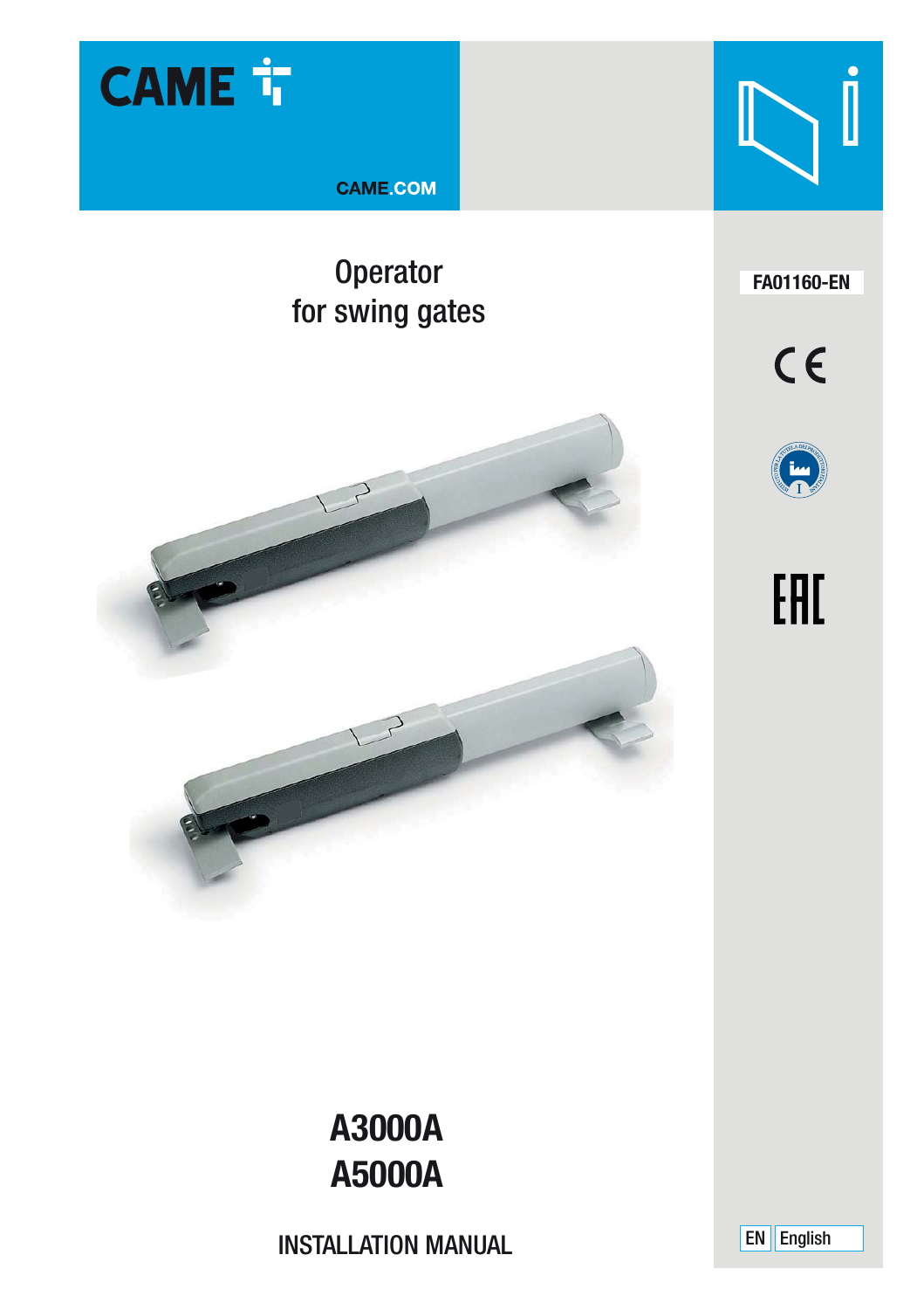CAME

CAME.COM

# Operator for swing gates

FA01160-EN

# A3000A
# A5000A

INSTALLATION MANUAL

EN English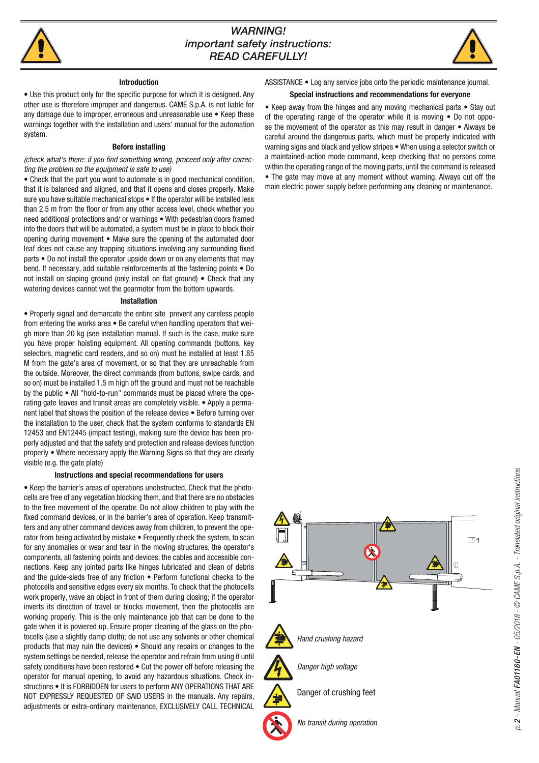# *WARNING! important safety instructions: READ CAREFULLY!*

### Introduction

• Use this product only for the specific purpose for which it is designed. Any other use is therefore improper and dangerous. CAME S.p.A. is not liable for any damage due to improper, erroneous and unreasonable use • Keep these warnings together with the installation and users' manual for the automation system.

### Before installing

*(check what's there: if you find something wrong, proceed only after correcting the problem so the equipment is safe to use)*

• Check that the part you want to automate is in good mechanical condition, that it is balanced and aligned, and that it opens and closes properly. Make sure you have suitable mechanical stops • If the operator will be installed less than 2.5 m from the floor or from any other access level, check whether you need additional protections and/ or warnings • With pedestrian doors framed into the doors that will be automated, a system must be in place to block their opening during movement • Make sure the opening of the automated door leaf does not cause any trapping situations involving any surrounding fixed parts • Do not install the operator upside down or on any elements that may bend. If necessary, add suitable reinforcements at the fastening points • Do not install on sloping ground (only install on flat ground) • Check that any watering devices cannot wet the gearmotor from the bottom upwards.

### Installation

• Properly signal and demarcate the entire site prevent any careless people from entering the works area • Be careful when handling operators that weigh more than 20 kg (see installation manual. If such is the case, make sure you have proper hoisting equipment. All opening commands (buttons, key selectors, magnetic card readers, and so on) must be installed at least 1.85 M from the gate's area of movement, or so that they are unreachable from the outside. Moreover, the direct commands (from buttons, swipe cards, and so on) must be installed 1.5 m high off the ground and must not be reachable by the public • All "hold-to-run" commands must be placed where the operating gate leaves and transit areas are completely visible. • Apply a permanent label that shows the position of the release device • Before turning over the installation to the user, check that the system conforms to standards EN 12453 and EN12445 (impact testing), making sure the device has been properly adjusted and that the safety and protection and release devices function properly • Where necessary apply the Warning Signs so that they are clearly visible (e.g. the gate plate)

### Instructions and special recommendations for users

• Keep the barrier's areas of operations unobstructed. Check that the photocells are free of any vegetation blocking them, and that there are no obstacles to the free movement of the operator. Do not allow children to play with the fixed command devices, or in the barrier's area of operation. Keep transmitters and any other command devices away from children, to prevent the operator from being activated by mistake • Frequently check the system, to scan for any anomalies or wear and tear in the moving structures, the operator's components, all fastening points and devices, the cables and accessible connections. Keep any jointed parts like hinges lubricated and clean of debris and the guide-sleds free of any friction • Perform functional checks to the photocells and sensitive edges every six months. To check that the photocells work properly, wave an object in front of them during closing; if the operator inverts its direction of travel or blocks movement, then the photocells are working properly. This is the only maintenance job that can be done to the gate when it is powered up. Ensure proper cleaning of the glass on the photocells (use a slightly damp cloth); do not use any solvents or other chemical products that may ruin the devices) • Should any repairs or changes to the system settings be needed, release the operator and refrain from using it until safety conditions have been restored • Cut the power off before releasing the operator for manual opening, to avoid any hazardous situations. Check instructions • It is FORBIDDEN for users to perform ANY OPERATIONS THAT ARE NOT EXPRESSLY REQUESTED OF SAID USERS in the manuals. Any repairs, adjustments or extra-ordinary maintenance, EXCLUSIVELY CALL TECHNICAL ASSISTANCE • Log any service jobs onto the periodic maintenance journal.

### Special instructions and recommendations for everyone

• Keep away from the hinges and any moving mechanical parts • Stay out of the operating range of the operator while it is moving • Do not oppose the movement of the operator as this may result in danger • Always be careful around the dangerous parts, which must be properly indicated with warning signs and black and yellow stripes • When using a selector switch or a maintained-action mode command, keep checking that no persons come within the operating range of the moving parts, until the command is released • The gate may move at any moment without warning. Always cut off the main electric power supply before performing any cleaning or maintenance.

*Hand crushing hazard*

*Danger high voltage*

Danger of crushing feet

*No transit during operation*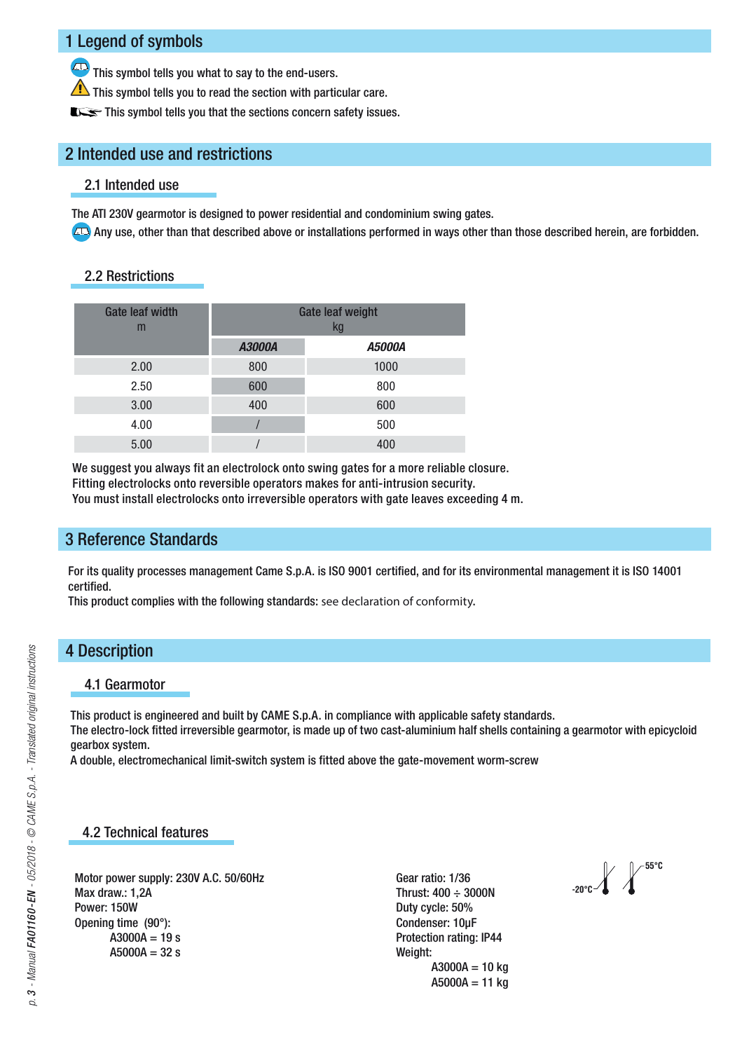# 1 Legend of symbols

This symbol tells you what to say to the end-users.

This symbol tells you to read the section with particular care.

This symbol tells you that the sections concern safety issues.

# 2 Intended use and restrictions

## 2.1 Intended use

The ATI 230V gearmotor is designed to power residential and condominium swing gates.

Any use, other than that described above or installations performed in ways other than those described herein, are forbidden.

## 2.2 Restrictions

| Gate leaf width m | Gate leaf weight kg | |
|---|---|---|
| | *A3000A* | *A5000A* |
| 2.00 | 800 | 1000 |
| 2.50 | 600 | 800 |
| 3.00 | 400 | 600 |
| 4.00 | / | 500 |
| 5.00 | / | 400 |

We suggest you always fit an electrolock onto swing gates for a more reliable closure.
Fitting electrolocks onto reversible operators makes for anti-intrusion security.
You must install electrolocks onto irreversible operators with gate leaves exceeding 4 m.

# 3 Reference Standards

For its quality processes management Came S.p.A. is ISO 9001 certified, and for its environmental management it is ISO 14001 certified.
This product complies with the following standards: see declaration of conformity.

# 4 Description

## 4.1 Gearmotor

This product is engineered and built by CAME S.p.A. in compliance with applicable safety standards.
The electro-lock fitted irreversible gearmotor, is made up of two cast-aluminium half shells containing a gearmotor with epicycloid gearbox system.
A double, electromechanical limit-switch system is fitted above the gate-movement worm-screw

## 4.2 Technical features

Motor power supply: 230V A.C. 50/60Hz
Max draw.: 1,2A
Power: 150W
Opening time (90°):
- A3000A = 19 s
- A5000A = 32 s

Gear ratio: 1/36
Thrust: 400 ÷ 3000N
Duty cycle: 50%
Condenser: 10µF
Protection rating: IP44
Weight:
- A3000A = 10 kg
- A5000A = 11 kg

-20°C 55°C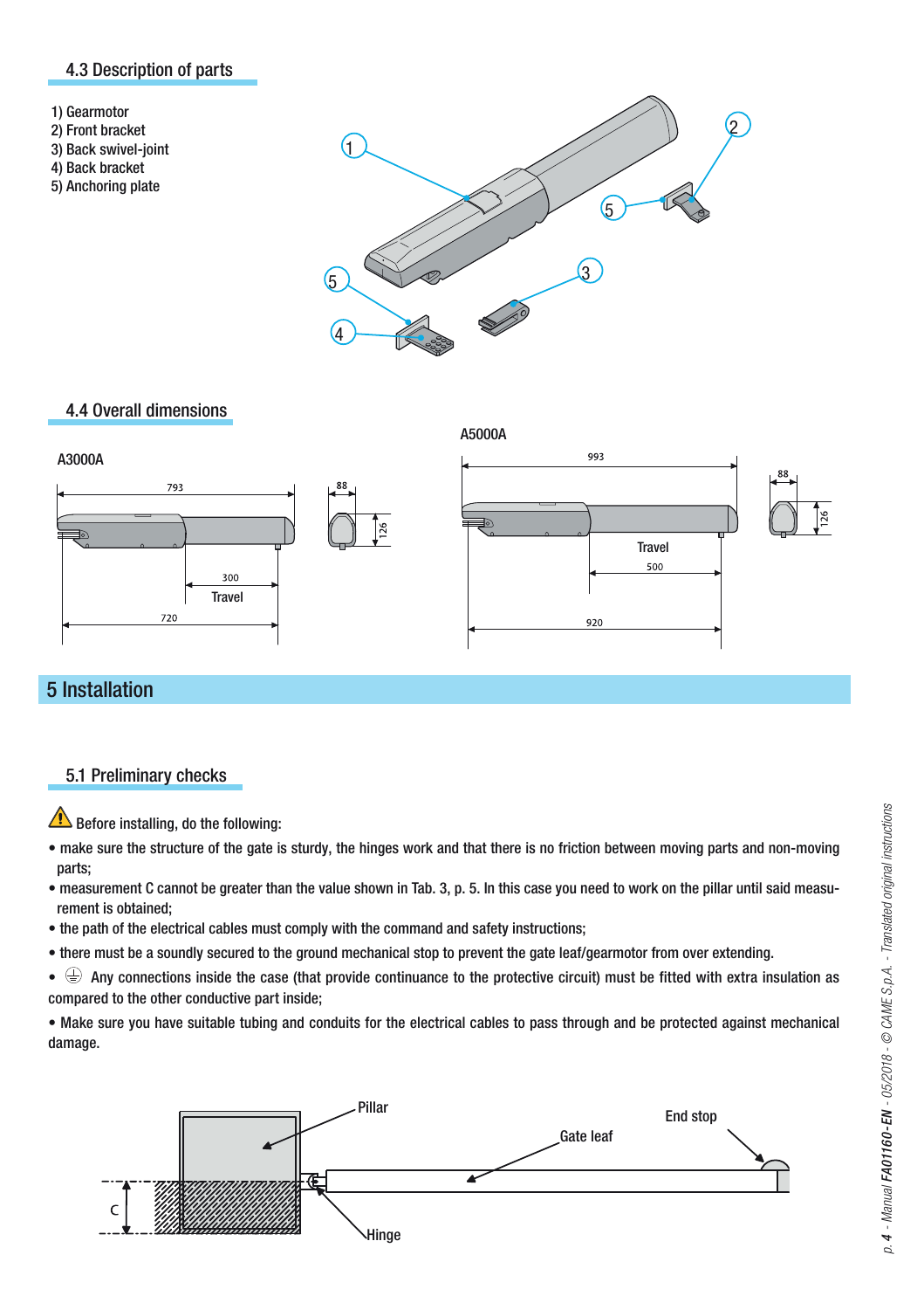## 4.3 Description of parts

1) Gearmotor
2) Front bracket
3) Back swivel-joint
4) Back bracket
5) Anchoring plate

## 4.4 Overall dimensions

# 5 Installation

## 5.1 Preliminary checks

⚠ Before installing, do the following:

- make sure the structure of the gate is sturdy, the hinges work and that there is no friction between moving parts and non-moving parts;
- measurement C cannot be greater than the value shown in Tab. 3, p. 5. In this case you need to work on the pillar until said measurement is obtained;
- the path of the electrical cables must comply with the command and safety instructions;
- there must be a soundly secured to the ground mechanical stop to prevent the gate leaf/gearmotor from over extending.
- ⏚ Any connections inside the case (that provide continuance to the protective circuit) must be fitted with extra insulation as compared to the other conductive part inside;
- Make sure you have suitable tubing and conduits for the electrical cables to pass through and be protected against mechanical damage.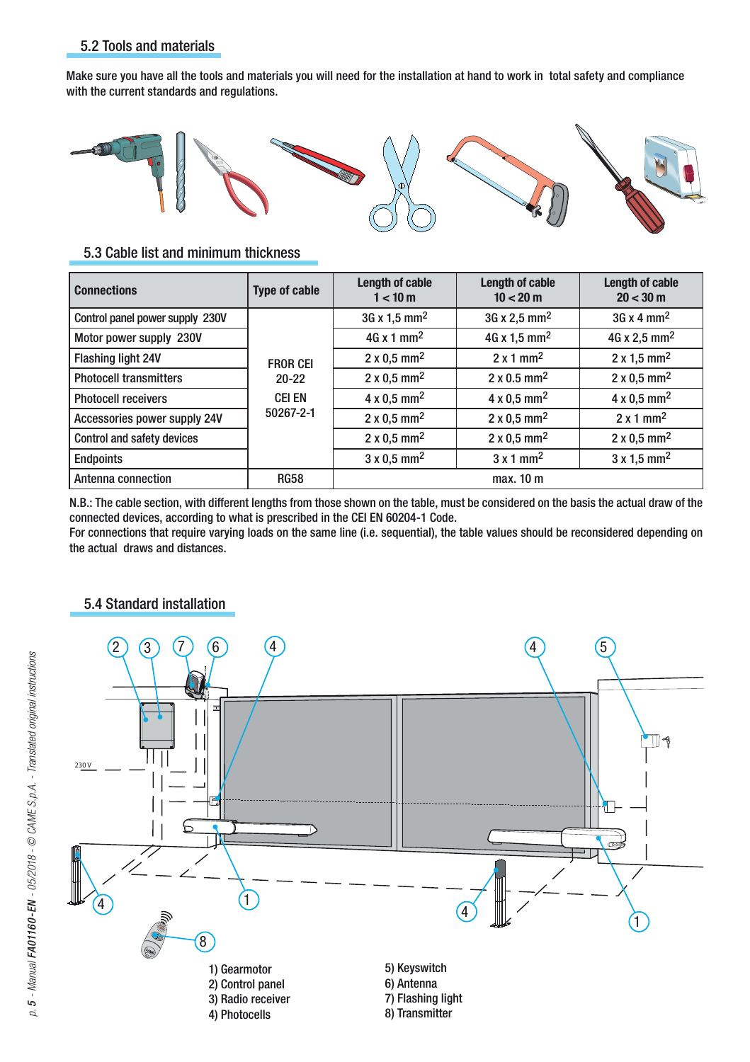## 5.2 Tools and materials

Make sure you have all the tools and materials you will need for the installation at hand to work in total safety and compliance with the current standards and regulations.

## 5.3 Cable list and minimum thickness

| Connections | Type of cable | Length of cable 1 < 10 m | Length of cable 10 < 20 m | Length of cable 20 < 30 m |
|---|---|---|---|---|
| Control panel power supply 230V | FROR CEI 20-22 CEI EN 50267-2-1 | 3G x 1,5 mm$^2$ | 3G x 2,5 mm$^2$ | 3G x 4 mm$^2$ |
| Motor power supply 230V | | 4G x 1 mm$^2$ | 4G x 1,5 mm$^2$ | 4G x 2,5 mm$^2$ |
| Flashing light 24V | | 2 x 0,5 mm$^2$ | 2 x 1 mm$^2$ | 2 x 1,5 mm$^2$ |
| Photocell transmitters | | 2 x 0,5 mm$^2$ | 2 x 0.5 mm$^2$ | 2 x 0,5 mm$^2$ |
| Photocell receivers | | 4 x 0,5 mm$^2$ | 4 x 0,5 mm$^2$ | 4 x 0,5 mm$^2$ |
| Accessories power supply 24V | | 2 x 0,5 mm$^2$ | 2 x 0,5 mm$^2$ | 2 x 1 mm$^2$ |
| Control and safety devices | | 2 x 0,5 mm$^2$ | 2 x 0,5 mm$^2$ | 2 x 0,5 mm$^2$ |
| Endpoints | | 3 x 0,5 mm$^2$ | 3 x 1 mm$^2$ | 3 x 1,5 mm$^2$ |
| Antenna connection | RG58 | max. 10 m | | |

N.B.: The cable section, with different lengths from those shown on the table, must be considered on the basis the actual draw of the connected devices, according to what is prescribed in the CEI EN 60204-1 Code.
For connections that require varying loads on the same line (i.e. sequential), the table values should be reconsidered depending on the actual draws and distances.

## 5.4 Standard installation

1) Gearmotor
2) Control panel
3) Radio receiver
4) Photocells
5) Keyswitch
6) Antenna
7) Flashing light
8) Transmitter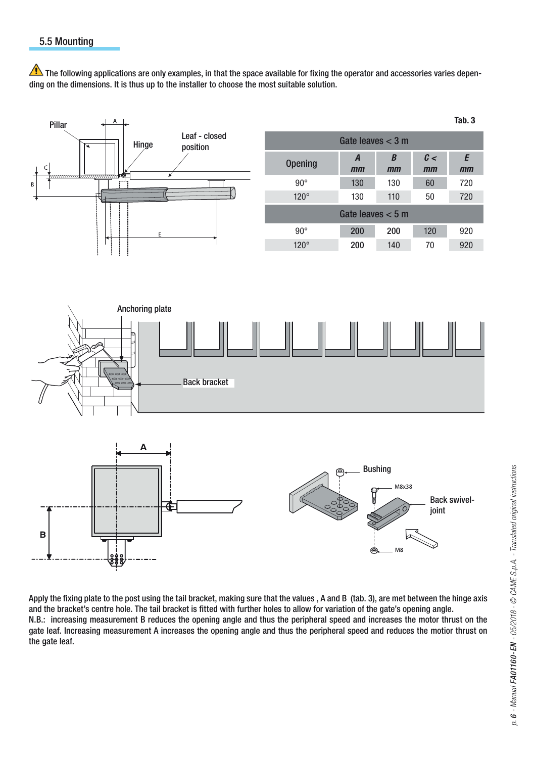## 5.5 Mounting

⚠ The following applications are only examples, in that the space available for fixing the operator and accessories varies depending on the dimensions. It is thus up to the installer to choose the most suitable solution.

Tab. 3

| Opening | A mm | B mm | C < mm | E mm |
|---|---|---|---|---|
| **Gate leaves < 3 m** | | | | |
| 90° | 130 | 130 | 60 | 720 |
| 120° | 130 | 110 | 50 | 720 |
| **Gate leaves < 5 m** | | | | |
| 90° | 200 | 200 | 120 | 920 |
| 120° | 200 | 140 | 70 | 920 |

Apply the fixing plate to the post using the tail bracket, making sure that the values , A and B (tab. 3), are met between the hinge axis and the bracket's centre hole. The tail bracket is fitted with further holes to allow for variation of the gate's opening angle.
N.B.: increasing measurement B reduces the opening angle and thus the peripheral speed and increases the motor thrust on the gate leaf. Increasing measurement A increases the opening angle and thus the peripheral speed and reduces the motior thrust on the gate leaf.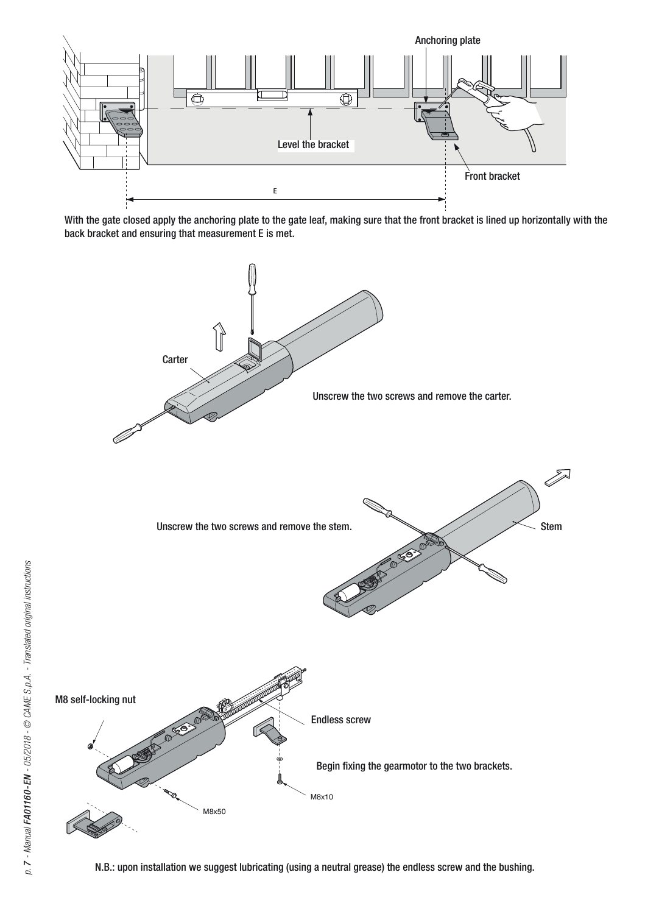Anchoring plate

Level the bracket

Front bracket

E

With the gate closed apply the anchoring plate to the gate leaf, making sure that the front bracket is lined up horizontally with the back bracket and ensuring that measurement E is met.

Carter

Unscrew the two screws and remove the carter.

Unscrew the two screws and remove the stem.

Stem

M8 self-locking nut

Endless screw

Begin fixing the gearmotor to the two brackets.

M8x10

M8x50

N.B.: upon installation we suggest lubricating (using a neutral grease) the endless screw and the bushing.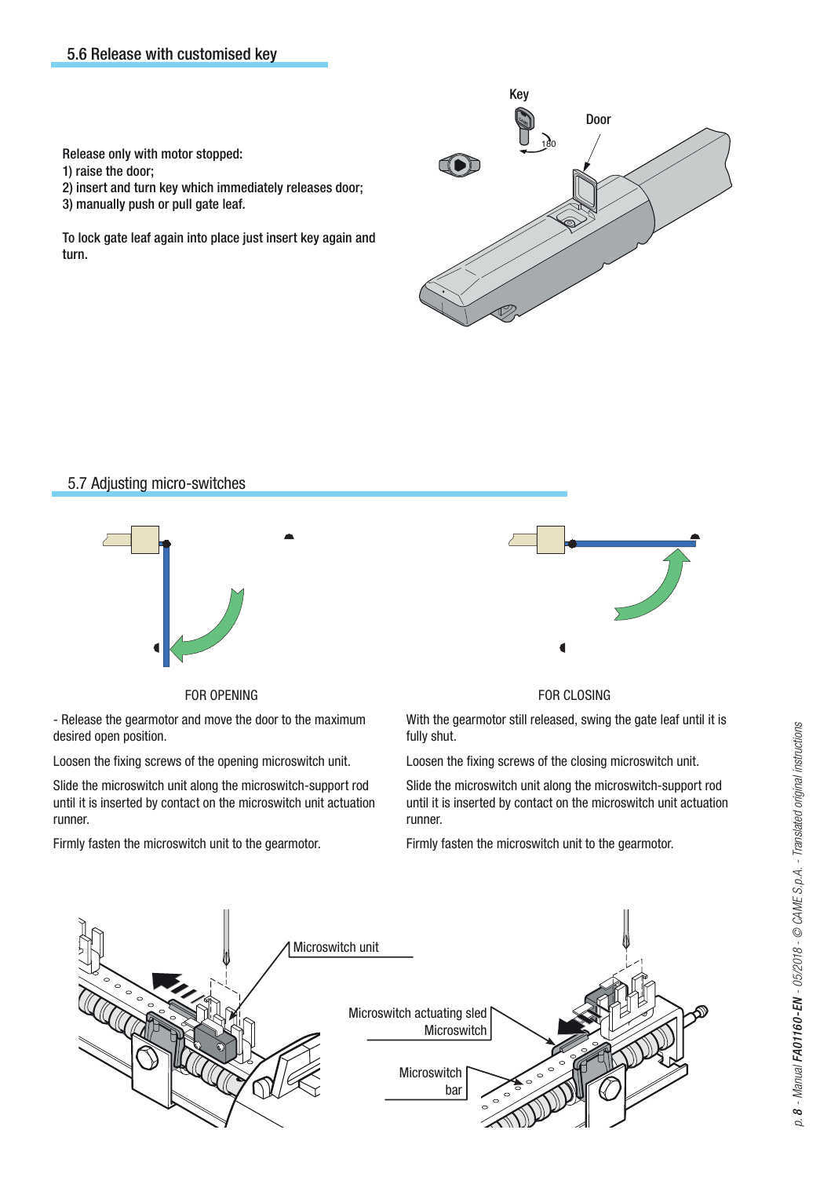## 5.6 Release with customised key

Release only with motor stopped:
1) raise the door;
2) insert and turn key which immediately releases door;
3) manually push or pull gate leaf.

To lock gate leaf again into place just insert key again and turn.

Key

Door

## 5.7 Adjusting micro-switches

FOR OPENING

- Release the gearmotor and move the door to the maximum desired open position.

Loosen the fixing screws of the opening microswitch unit.

Slide the microswitch unit along the microswitch-support rod until it is inserted by contact on the microswitch unit actuation runner.

Firmly fasten the microswitch unit to the gearmotor.

FOR CLOSING

With the gearmotor still released, swing the gate leaf until it is fully shut.

Loosen the fixing screws of the closing microswitch unit.

Slide the microswitch unit along the microswitch-support rod until it is inserted by contact on the microswitch unit actuation runner.

Firmly fasten the microswitch unit to the gearmotor.

Microswitch unit

Microswitch actuating sled
Microswitch

Microswitch bar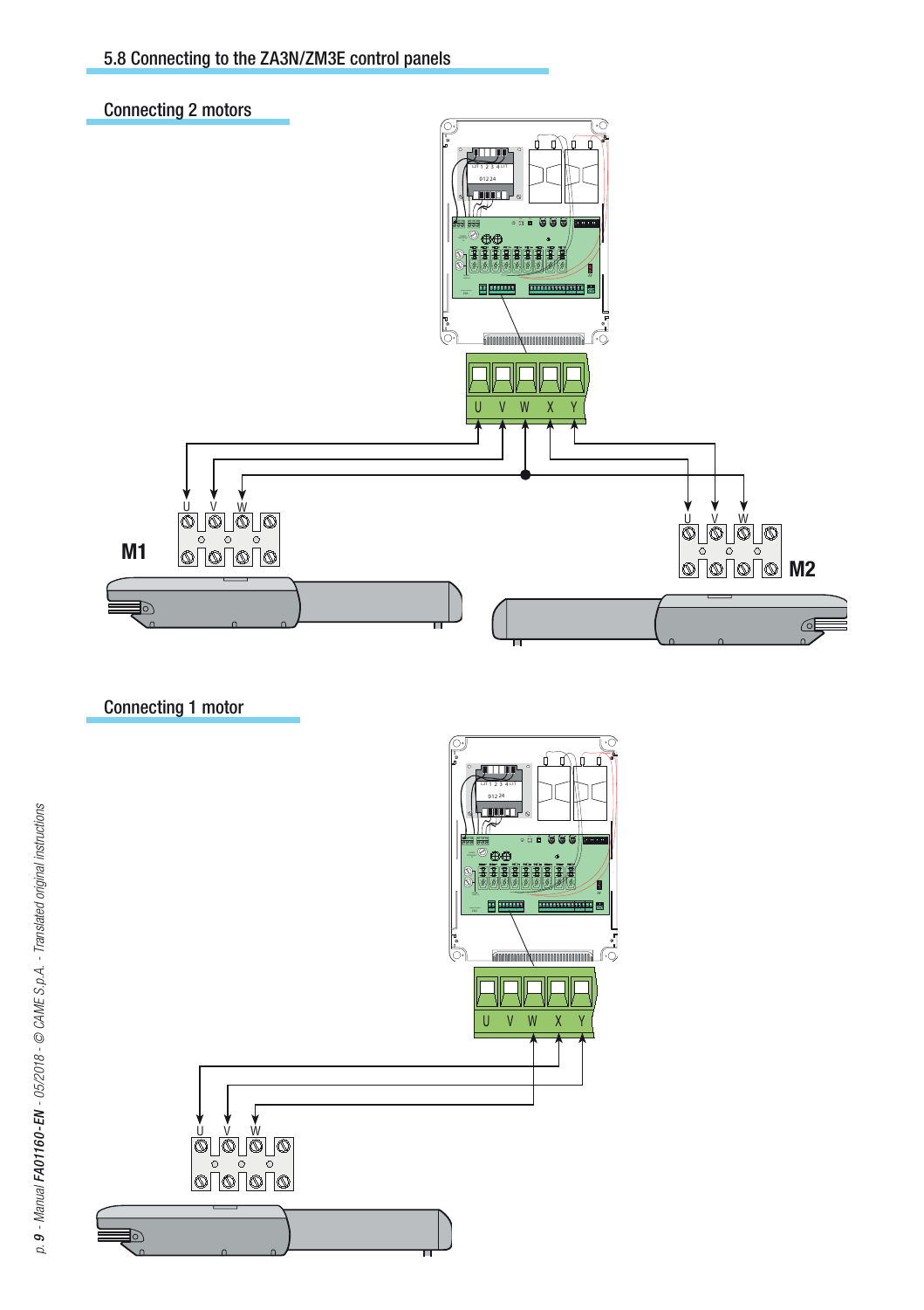## 5.8 Connecting to the ZA3N/ZM3E control panels

### Connecting 2 motors

U V W X Y

M1

U V W

M2

U V W

### Connecting 1 motor

U V W X Y

U V W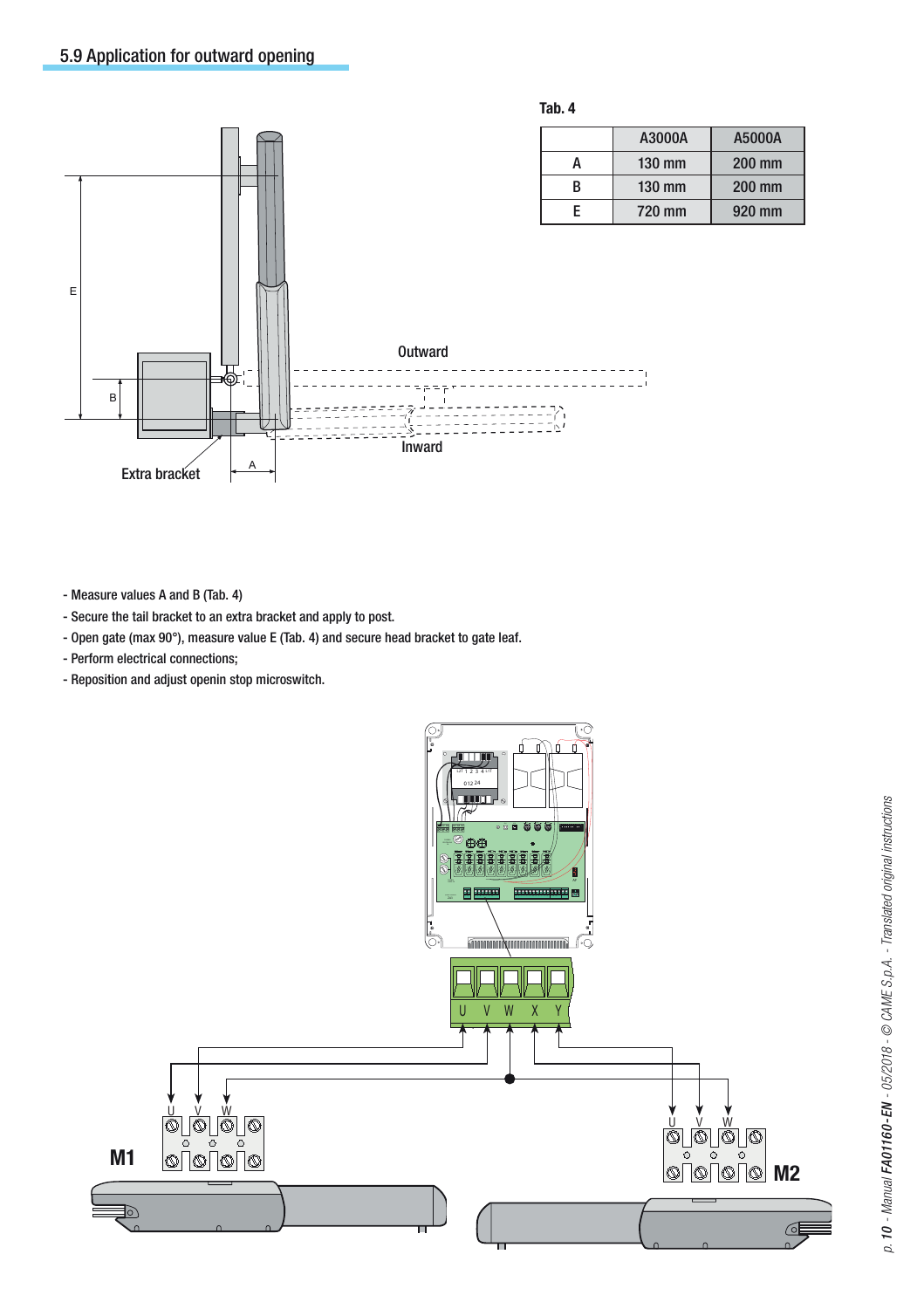## 5.9 Application for outward opening

Tab. 4

| | A3000A | A5000A |
|---|---|---|
| A | 130 mm | 200 mm |
| B | 130 mm | 200 mm |
| E | 720 mm | 920 mm |

- Measure values A and B (Tab. 4)
- Secure the tail bracket to an extra bracket and apply to post.
- Open gate (max 90°), measure value E (Tab. 4) and secure head bracket to gate leaf.
- Perform electrical connections;
- Reposition and adjust openin stop microswitch.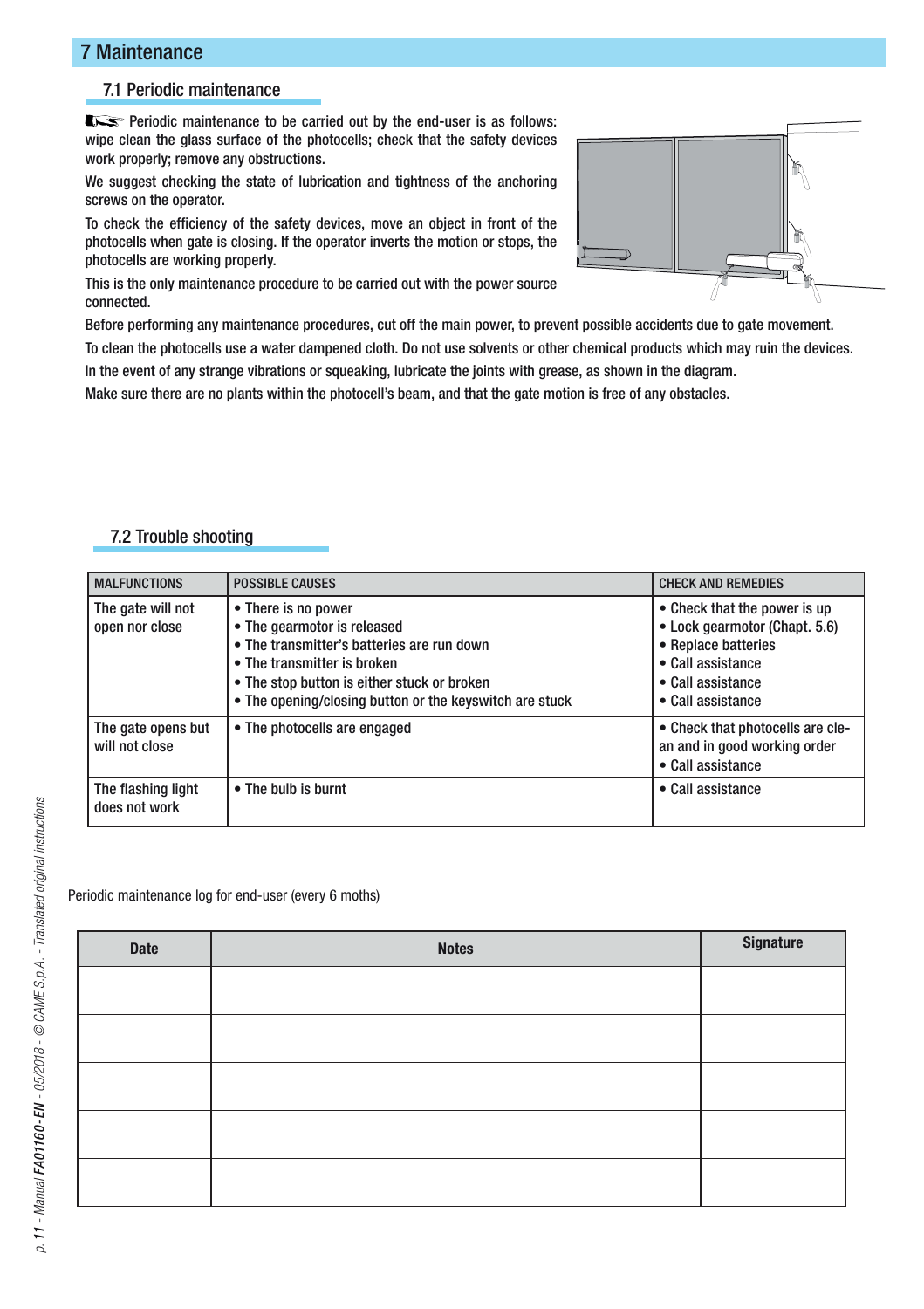# 7 Maintenance

## 7.1 Periodic maintenance

Periodic maintenance to be carried out by the end-user is as follows: wipe clean the glass surface of the photocells; check that the safety devices work properly; remove any obstructions.

We suggest checking the state of lubrication and tightness of the anchoring screws on the operator.

To check the efficiency of the safety devices, move an object in front of the photocells when gate is closing. If the operator inverts the motion or stops, the photocells are working properly.

This is the only maintenance procedure to be carried out with the power source connected.

Before performing any maintenance procedures, cut off the main power, to prevent possible accidents due to gate movement.

To clean the photocells use a water dampened cloth. Do not use solvents or other chemical products which may ruin the devices.

In the event of any strange vibrations or squeaking, lubricate the joints with grease, as shown in the diagram.

Make sure there are no plants within the photocell's beam, and that the gate motion is free of any obstacles.

## 7.2 Trouble shooting

| MALFUNCTIONS | POSSIBLE CAUSES | CHECK AND REMEDIES |
|---|---|---|
| The gate will not open nor close | • There is no power<br>• The gearmotor is released<br>• The transmitter's batteries are run down<br>• The transmitter is broken<br>• The stop button is either stuck or broken<br>• The opening/closing button or the keyswitch are stuck | • Check that the power is up<br>• Lock gearmotor (Chapt. 5.6)<br>• Replace batteries<br>• Call assistance<br>• Call assistance<br>• Call assistance |
| The gate opens but will not close | • The photocells are engaged | • Check that photocells are clean and in good working order<br>• Call assistance |
| The flashing light does not work | • The bulb is burnt | • Call assistance |

Periodic maintenance log for end-user (every 6 moths)

| Date | Notes | Signature |
|---|---|---|
| | | |
| | | |
| | | |
| | | |
| | | |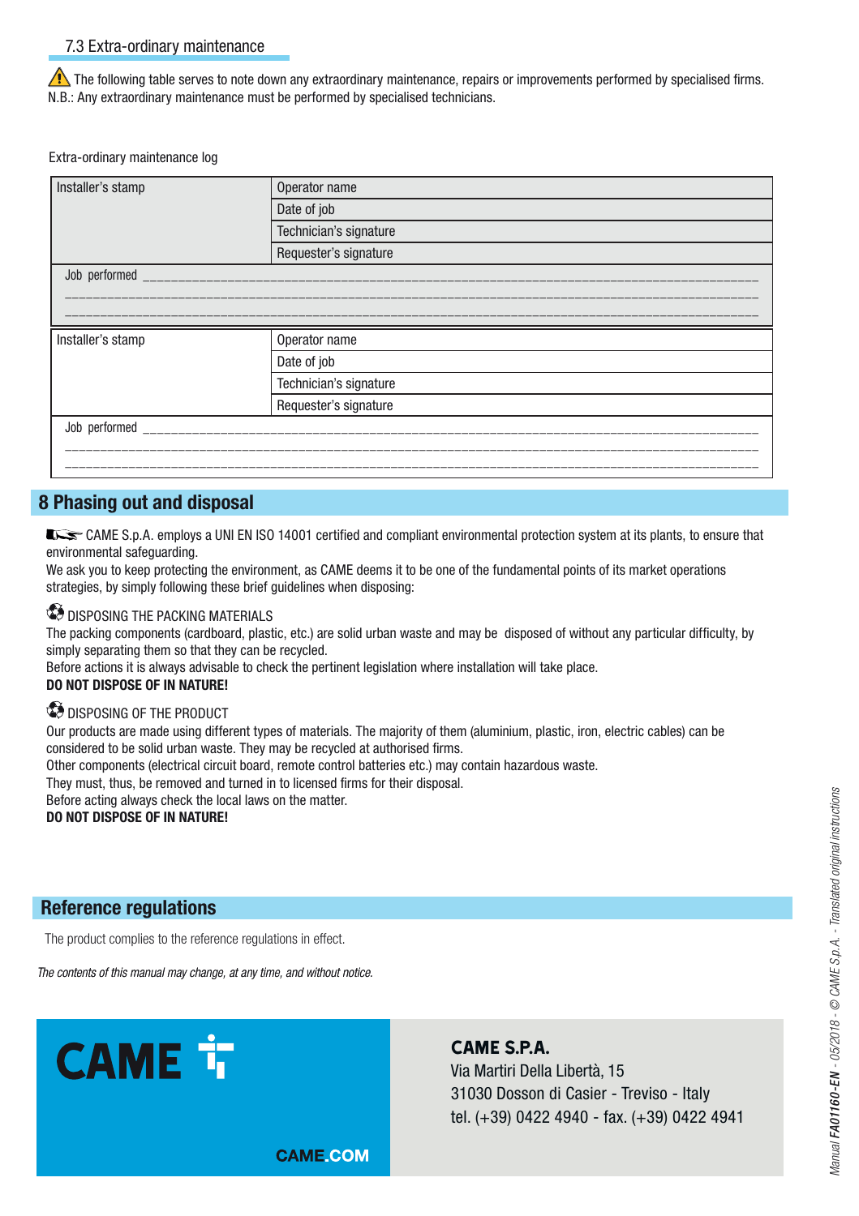## 7.3 Extra-ordinary maintenance

⚠ The following table serves to note down any extraordinary maintenance, repairs or improvements performed by specialised firms.
N.B.: Any extraordinary maintenance must be performed by specialised technicians.

Extra-ordinary maintenance log

| | |
|---|---|
| Installer's stamp | Operator name |
| | Date of job |
| | Technician's signature |
| | Requester's signature |
| Job performed ___ | |

| | |
|---|---|
| Installer's stamp | Operator name |
| | Date of job |
| | Technician's signature |
| | Requester's signature |
| Job performed ___ | |

# 8 Phasing out and disposal

CAME S.p.A. employs a UNI EN ISO 14001 certified and compliant environmental protection system at its plants, to ensure that environmental safeguarding.
We ask you to keep protecting the environment, as CAME deems it to be one of the fundamental points of its market operations strategies, by simply following these brief guidelines when disposing:

DISPOSING THE PACKING MATERIALS
The packing components (cardboard, plastic, etc.) are solid urban waste and may be disposed of without any particular difficulty, by simply separating them so that they can be recycled.
Before actions it is always advisable to check the pertinent legislation where installation will take place.
**DO NOT DISPOSE OF IN NATURE!**

DISPOSING OF THE PRODUCT
Our products are made using different types of materials. The majority of them (aluminium, plastic, iron, electric cables) can be considered to be solid urban waste. They may be recycled at authorised firms.
Other components (electrical circuit board, remote control batteries etc.) may contain hazardous waste.
They must, thus, be removed and turned in to licensed firms for their disposal.
Before acting always check the local laws on the matter.
**DO NOT DISPOSE OF IN NATURE!**

# Reference regulations

The product complies to the reference regulations in effect.

*The contents of this manual may change, at any time, and without notice.*

CAME

CAME.COM

**CAME S.P.A.**
Via Martiri Della Libertà, 15
31030 Dosson di Casier - Treviso - Italy
tel. (+39) 0422 4940 - fax. (+39) 0422 4941

*Manual **FA01160-EN** - 05/2018 - © CAME S.p.A. - Translated original instructions*